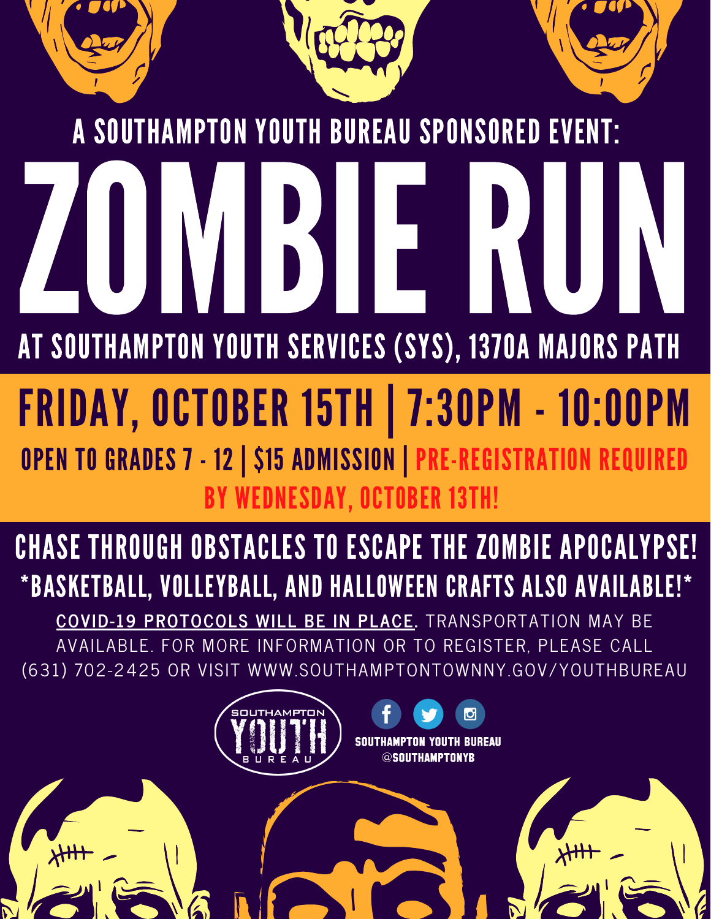A SOUTHAMPTON YOUTH BUREAU SPONSORED EVENT:

# ZOMBIE RUN

## AT SOUTHAMPTON YOUTH SERVICES (SYS), 1370A MAJORS PATH

## FRIDAY, OCTOBER 15TH | 7:30PM - 10:00PM

**OPEN TO GRADES 7 - 12 | $15 ADMISSION | PRE-REGISTRATION REQUIRED BY WEDNESDAY, OCTOBER 13TH!**

**CHASE THROUGH OBSTACLES TO ESCAPE THE ZOMBIE APOCALYPSE!**

***BASKETBALL, VOLLEYBALL, AND HALLOWEEN CRAFTS ALSO AVAILABLE!***

COVID-19 PROTOCOLS WILL BE IN PLACE. TRANSPORTATION MAY BE AVAILABLE. FOR MORE INFORMATION OR TO REGISTER, PLEASE CALL (631) 702-2425 OR VISIT WWW.SOUTHAMPTONTOWNNY.GOV/YOUTHBUREAU

SOUTHAMPTON YOUTH BUREAU

SOUTHAMPTON YOUTH BUREAU
@SOUTHAMPTONYB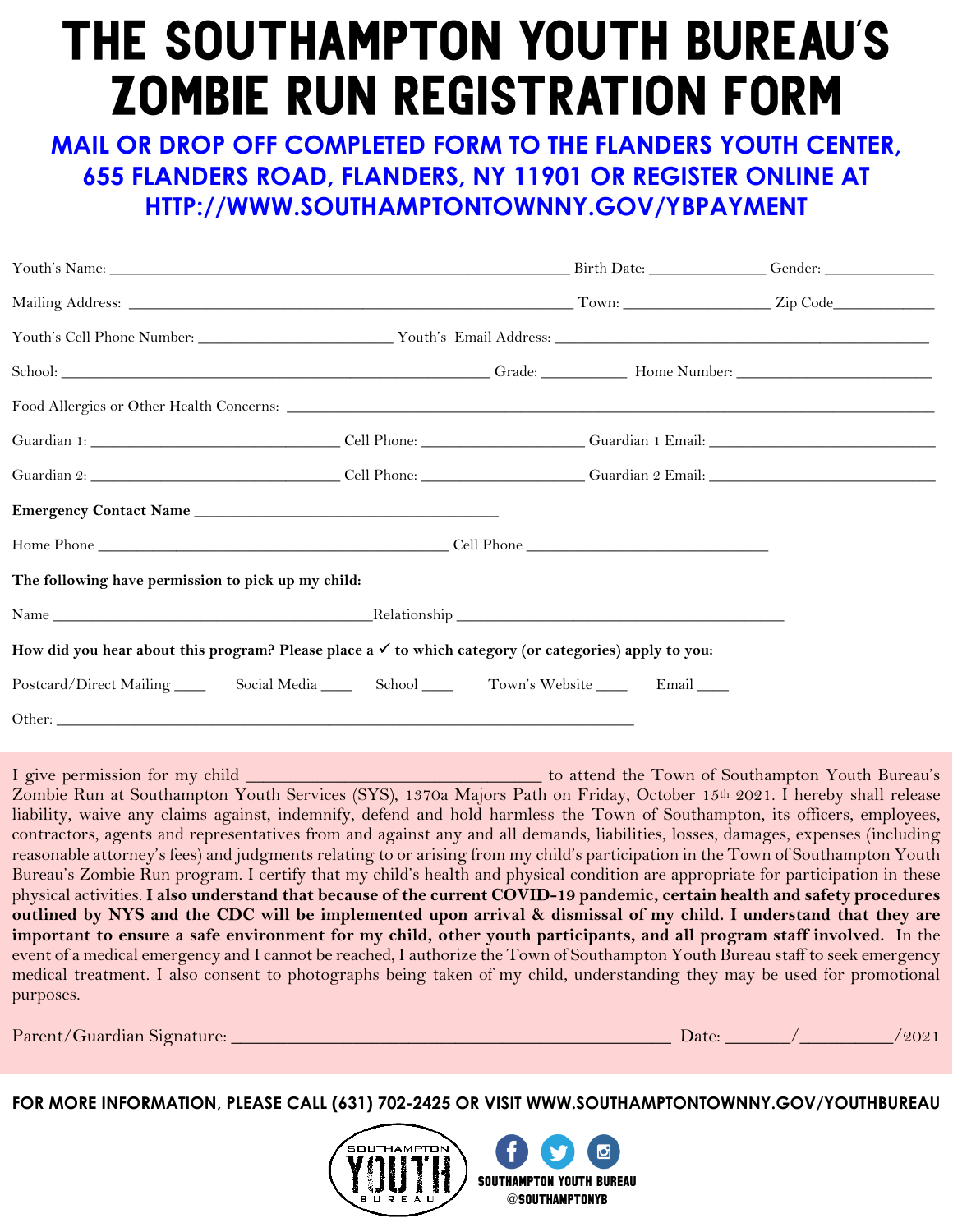# THE SOUTHAMPTON YOUTH BUREAU'S ZOMBIE RUN REGISTRATION FORM

**MAIL OR DROP OFF COMPLETED FORM TO THE FLANDERS YOUTH CENTER, 655 FLANDERS ROAD, FLANDERS, NY 11901 OR REGISTER ONLINE AT HTTP://WWW.SOUTHAMPTONTOWNNY.GOV/YBPAYMENT**

Youth's Name: ______________________________ Birth Date: ____________ Gender: ____________

Mailing Address: ______________________________ Town: ____________ Zip Code____________

Youth's Cell Phone Number: ____________ Youth's Email Address: ______________________________

School: ______________________________ Grade: __________ Home Number: ____________

Food Allergies or Other Health Concerns: ______________________________

Guardian 1: ____________ Cell Phone: ____________ Guardian 1 Email: ____________

Guardian 2: ____________ Cell Phone: ____________ Guardian 2 Email: ____________

**Emergency Contact Name** ______________________________

Home Phone ______________________________ Cell Phone ______________________________

**The following have permission to pick up my child:**

Name ______________________________Relationship ______________________________

**How did you hear about this program? Please place a ✓ to which category (or categories) apply to you:**

Postcard/Direct Mailing ____ Social Media ____ School ____ Town's Website ____ Email ____

Other: ______________________________

I give permission for my child ______________________________ to attend the Town of Southampton Youth Bureau's Zombie Run at Southampton Youth Services (SYS), 1370a Majors Path on Friday, October 15th 2021. I hereby shall release liability, waive any claims against, indemnify, defend and hold harmless the Town of Southampton, its officers, employees, contractors, agents and representatives from and against any and all demands, liabilities, losses, damages, expenses (including reasonable attorney's fees) and judgments relating to or arising from my child's participation in the Town of Southampton Youth Bureau's Zombie Run program. I certify that my child's health and physical condition are appropriate for participation in these physical activities. **I also understand that because of the current COVID-19 pandemic, certain health and safety procedures outlined by NYS and the CDC will be implemented upon arrival & dismissal of my child. I understand that they are important to ensure a safe environment for my child, other youth participants, and all program staff involved.** In the event of a medical emergency and I cannot be reached, I authorize the Town of Southampton Youth Bureau staff to seek emergency medical treatment. I also consent to photographs being taken of my child, understanding they may be used for promotional purposes.

Parent/Guardian Signature: ______________________________ Date: _______/__________/2021

**FOR MORE INFORMATION, PLEASE CALL (631) 702-2425 OR VISIT WWW.SOUTHAMPTONTOWNNY.GOV/YOUTHBUREAU**

SOUTHAMPTON YOUTH BUREAU

SOUTHAMPTON YOUTH BUREAU @SOUTHAMPTONYB